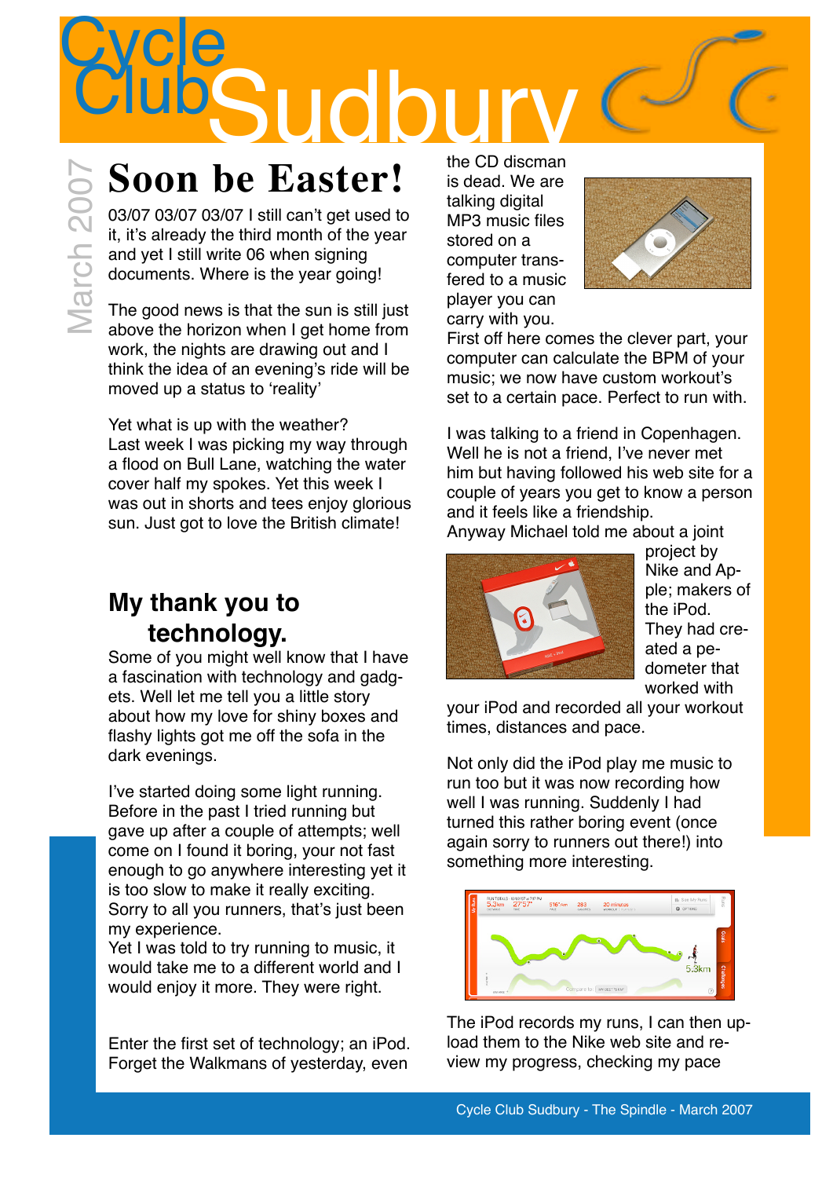# Cycle Club Sudbury

March 2007

## Soon be Easter!

03/07 03/07 03/07 I still can't get used to it, it's already the third month of the year and yet I still write 06 when signing documents. Where is the year going!

The good news is that the sun is still just above the horizon when I get home from work, the nights are drawing out and I think the idea of an evening's ride will be moved up a status to 'reality'

Yet what is up with the weather?
Last week I was picking my way through a flood on Bull Lane, watching the water cover half my spokes. Yet this week I was out in shorts and tees enjoy glorious sun. Just got to love the British climate!

## My thank you to technology.

Some of you might well know that I have a fascination with technology and gadgets. Well let me tell you a little story about how my love for shiny boxes and flashy lights got me off the sofa in the dark evenings.

I've started doing some light running. Before in the past I tried running but gave up after a couple of attempts; well come on I found it boring, your not fast enough to go anywhere interesting yet it is too slow to make it really exciting. Sorry to all you runners, that's just been my experience.
Yet I was told to try running to music, it would take me to a different world and I would enjoy it more. They were right.

Enter the first set of technology; an iPod. Forget the Walkmans of yesterday, even the CD discman is dead. We are talking digital MP3 music files stored on a computer transfered to a music player you can carry with you.
First off here comes the clever part, your computer can calculate the BPM of your music; we now have custom workout's set to a certain pace. Perfect to run with.

I was talking to a friend in Copenhagen. Well he is not a friend, I've never met him but having followed his web site for a couple of years you get to know a person and it feels like a friendship.
Anyway Michael told me about a joint project by Nike and Apple; makers of the iPod. They had created a pedometer that worked with your iPod and recorded all your workout times, distances and pace.

Not only did the iPod play me music to run too but it was now recording how well I was running. Suddenly I had turned this rather boring event (once again sorry to runners out there!) into something more interesting.

The iPod records my runs, I can then upload them to the Nike web site and review my progress, checking my pace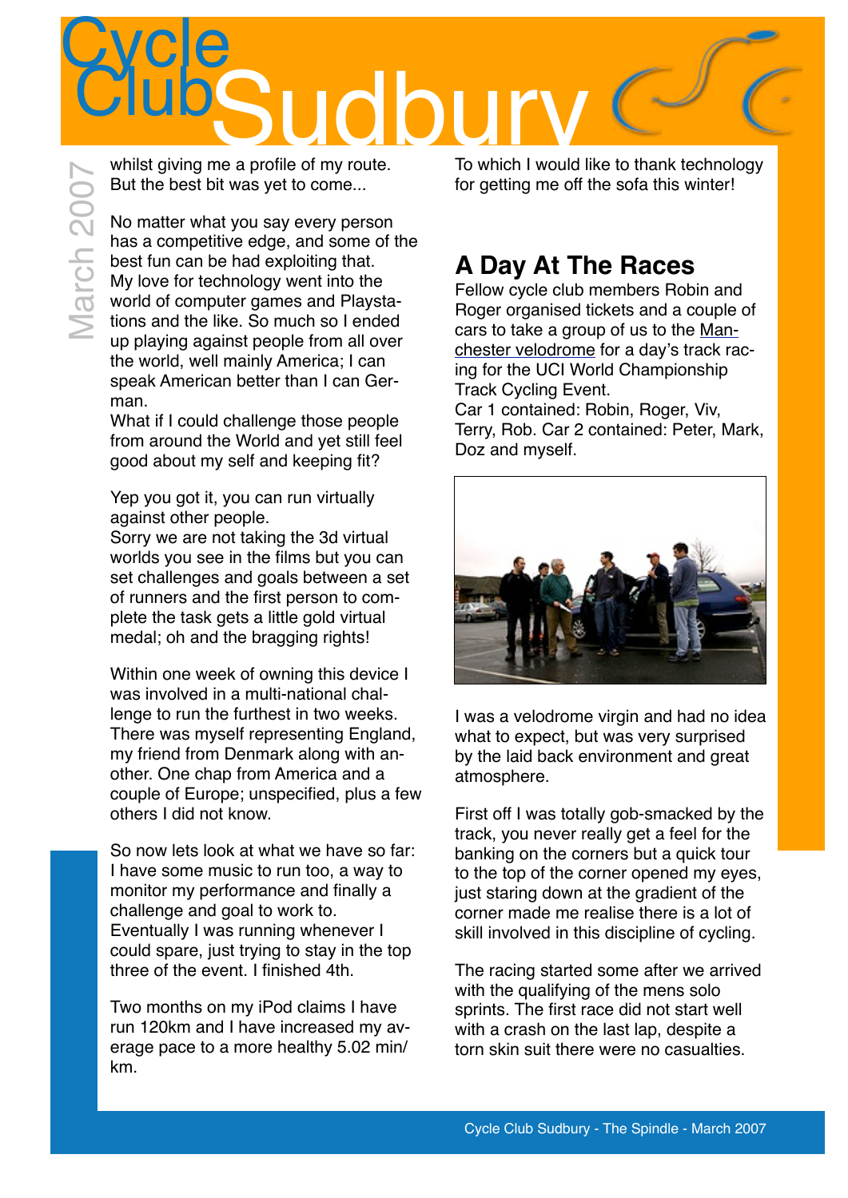whilst giving me a profile of my route. But the best bit was yet to come...

No matter what you say every person has a competitive edge, and some of the best fun can be had exploiting that. My love for technology went into the world of computer games and Playstations and the like. So much so I ended up playing against people from all over the world, well mainly America; I can speak American better than I can German.
What if I could challenge those people from around the World and yet still feel good about my self and keeping fit?

Yep you got it, you can run virtually against other people.
Sorry we are not taking the 3d virtual worlds you see in the films but you can set challenges and goals between a set of runners and the first person to complete the task gets a little gold virtual medal; oh and the bragging rights!

Within one week of owning this device I was involved in a multi-national challenge to run the furthest in two weeks. There was myself representing England, my friend from Denmark along with another. One chap from America and a couple of Europe; unspecified, plus a few others I did not know.

So now lets look at what we have so far: I have some music to run too, a way to monitor my performance and finally a challenge and goal to work to.
Eventually I was running whenever I could spare, just trying to stay in the top three of the event. I finished 4th.

Two months on my iPod claims I have run 120km and I have increased my average pace to a more healthy 5.02 min/km.

To which I would like to thank technology for getting me off the sofa this winter!

## A Day At The Races

Fellow cycle club members Robin and Roger organised tickets and a couple of cars to take a group of us to the Manchester velodrome for a day's track racing for the UCI World Championship Track Cycling Event.
Car 1 contained: Robin, Roger, Viv, Terry, Rob. Car 2 contained: Peter, Mark, Doz and myself.

I was a velodrome virgin and had no idea what to expect, but was very surprised by the laid back environment and great atmosphere.

First off I was totally gob-smacked by the track, you never really get a feel for the banking on the corners but a quick tour to the top of the corner opened my eyes, just staring down at the gradient of the corner made me realise there is a lot of skill involved in this discipline of cycling.

The racing started some after we arrived with the qualifying of the mens solo sprints. The first race did not start well with a crash on the last lap, despite a torn skin suit there were no casualties.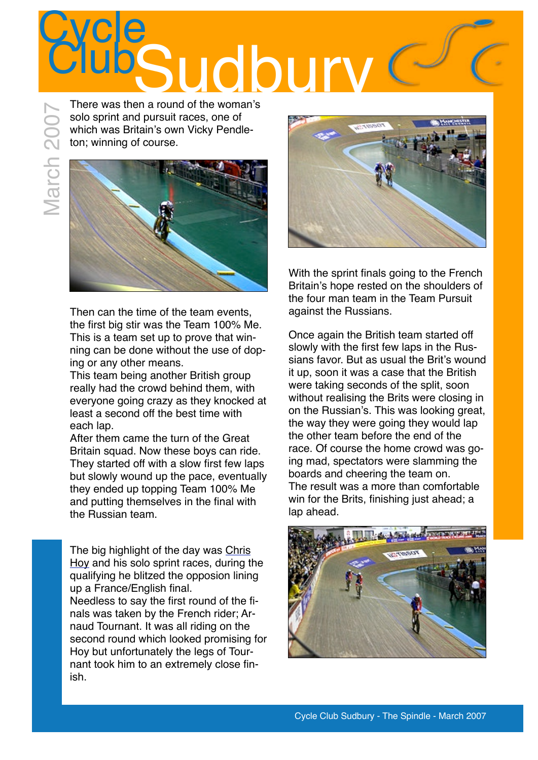There was then a round of the woman's solo sprint and pursuit races, one of which was Britain's own Vicky Pendleton; winning of course.

Then can the time of the team events, the first big stir was the Team 100% Me. This is a team set up to prove that winning can be done without the use of doping or any other means.
This team being another British group really had the crowd behind them, with everyone going crazy as they knocked at least a second off the best time with each lap.
After them came the turn of the Great Britain squad. Now these boys can ride. They started off with a slow first few laps but slowly wound up the pace, eventually they ended up topping Team 100% Me and putting themselves in the final with the Russian team.

The big highlight of the day was Chris Hoy and his solo sprint races, during the qualifying he blitzed the opposion lining up a France/English final.
Needless to say the first round of the finals was taken by the French rider; Arnaud Tournant. It was all riding on the second round which looked promising for Hoy but unfortunately the legs of Tournant took him to an extremely close finish.

With the sprint finals going to the French Britain's hope rested on the shoulders of the four man team in the Team Pursuit against the Russians.

Once again the British team started off slowly with the first few laps in the Russians favor. But as usual the Brit's wound it up, soon it was a case that the British were taking seconds of the split, soon without realising the Brits were closing in on the Russian's. This was looking great, the way they were going they would lap the other team before the end of the race. Of course the home crowd was going mad, spectators were slamming the boards and cheering the team on.
The result was a more than comfortable win for the Brits, finishing just ahead; a lap ahead.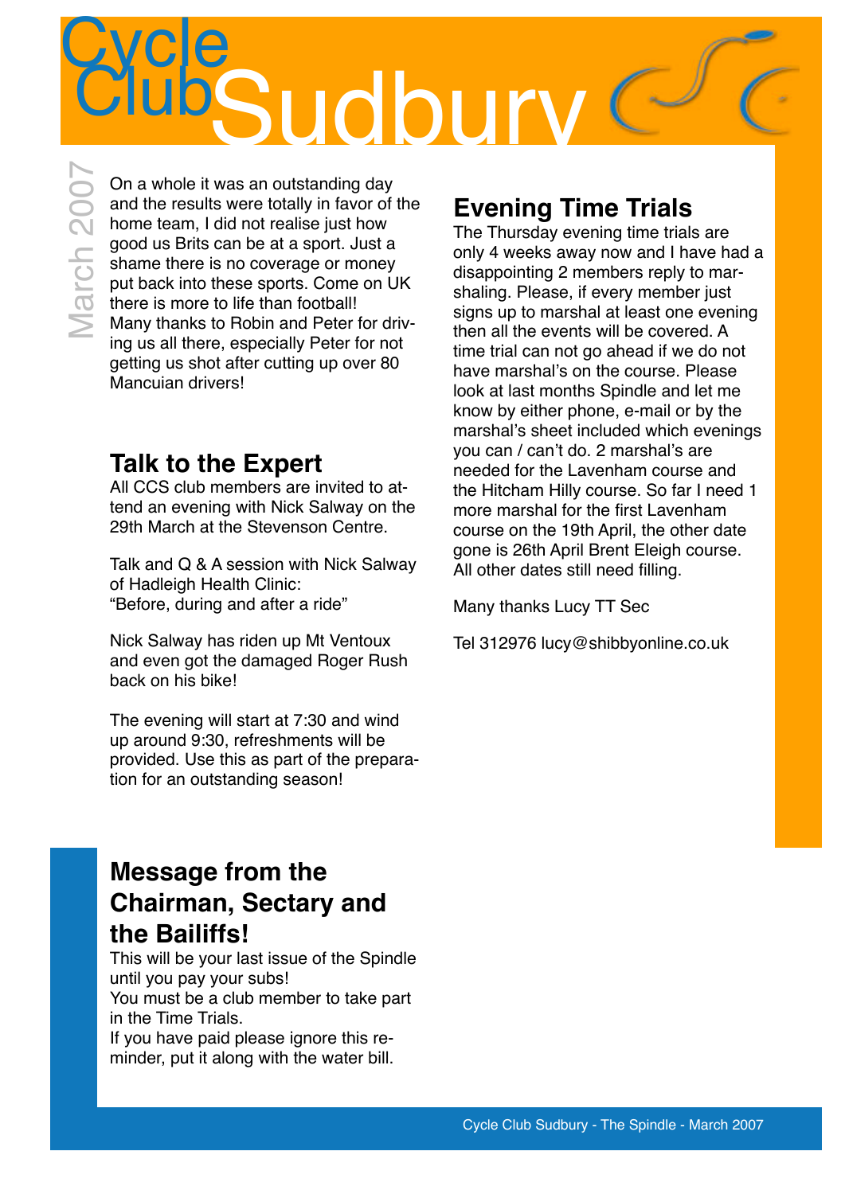# Cycle Club Sudbury

March 2007

On a whole it was an outstanding day and the results were totally in favor of the home team, I did not realise just how good us Brits can be at a sport. Just a shame there is no coverage or money put back into these sports. Come on UK there is more to life than football!
Many thanks to Robin and Peter for driving us all there, especially Peter for not getting us shot after cutting up over 80 Mancuian drivers!

## Talk to the Expert

All CCS club members are invited to attend an evening with Nick Salway on the 29th March at the Stevenson Centre.

Talk and Q & A session with Nick Salway of Hadleigh Health Clinic:
"Before, during and after a ride"

Nick Salway has riden up Mt Ventoux and even got the damaged Roger Rush back on his bike!

The evening will start at 7:30 and wind up around 9:30, refreshments will be provided. Use this as part of the preparation for an outstanding season!

## Evening Time Trials

The Thursday evening time trials are only 4 weeks away now and I have had a disappointing 2 members reply to marshaling. Please, if every member just signs up to marshal at least one evening then all the events will be covered. A time trial can not go ahead if we do not have marshal's on the course. Please look at last months Spindle and let me know by either phone, e-mail or by the marshal's sheet included which evenings you can / can't do. 2 marshal's are needed for the Lavenham course and the Hitcham Hilly course. So far I need 1 more marshal for the first Lavenham course on the 19th April, the other date gone is 26th April Brent Eleigh course. All other dates still need filling.

Many thanks Lucy TT Sec

Tel 312976 lucy@shibbyonline.co.uk

## Message from the Chairman, Sectary and the Bailiffs!

This will be your last issue of the Spindle until you pay your subs!
You must be a club member to take part in the Time Trials.
If you have paid please ignore this reminder, put it along with the water bill.